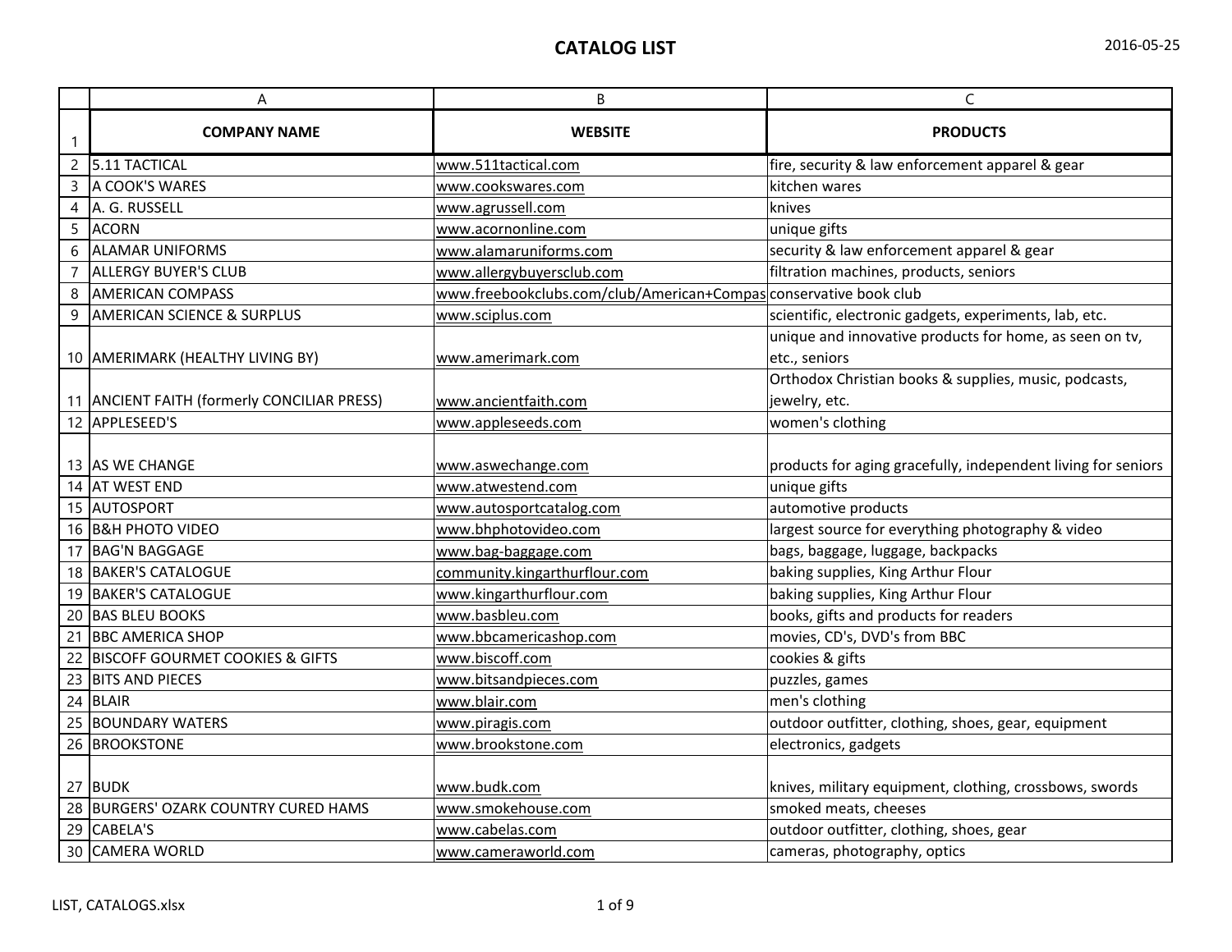# CATALOG LIST

2016-05-25

| | A | B | C |
|---|---|---|---|
| 1 | COMPANY NAME | WEBSITE | PRODUCTS |
| 2 | 5.11 TACTICAL | www.511tactical.com | fire, security & law enforcement apparel & gear |
| 3 | A COOK'S WARES | www.cookswares.com | kitchen wares |
| 4 | A. G. RUSSELL | www.agrussell.com | knives |
| 5 | ACORN | www.acornonline.com | unique gifts |
| 6 | ALAMAR UNIFORMS | www.alamaruniforms.com | security & law enforcement apparel & gear |
| 7 | ALLERGY BUYER'S CLUB | www.allergybuyersclub.com | filtration machines, products, seniors |
| 8 | AMERICAN COMPASS | www.freebookclubs.com/club/American+Compas | conservative book club |
| 9 | AMERICAN SCIENCE & SURPLUS | www.sciplus.com | scientific, electronic gadgets, experiments, lab, etc. |
| 10 | AMERIMARK (HEALTHY LIVING BY) | www.amerimark.com | unique and innovative products for home, as seen on tv, etc., seniors |
| 11 | ANCIENT FAITH (formerly CONCILIAR PRESS) | www.ancientfaith.com | Orthodox Christian books & supplies, music, podcasts, jewelry, etc. |
| 12 | APPLESEED'S | www.appleseeds.com | women's clothing |
| 13 | AS WE CHANGE | www.aswechange.com | products for aging gracefully, independent living for seniors |
| 14 | AT WEST END | www.atwestend.com | unique gifts |
| 15 | AUTOSPORT | www.autosportcatalog.com | automotive products |
| 16 | B&H PHOTO VIDEO | www.bhphotovideo.com | largest source for everything photography & video |
| 17 | BAG'N BAGGAGE | www.bag-baggage.com | bags, baggage, luggage, backpacks |
| 18 | BAKER'S CATALOGUE | community.kingarthurflour.com | baking supplies, King Arthur Flour |
| 19 | BAKER'S CATALOGUE | www.kingarthurflour.com | baking supplies, King Arthur Flour |
| 20 | BAS BLEU BOOKS | www.basbleu.com | books, gifts and products for readers |
| 21 | BBC AMERICA SHOP | www.bbcamericashop.com | movies, CD's, DVD's from BBC |
| 22 | BISCOFF GOURMET COOKIES & GIFTS | www.biscoff.com | cookies & gifts |
| 23 | BITS AND PIECES | www.bitsandpieces.com | puzzles, games |
| 24 | BLAIR | www.blair.com | men's clothing |
| 25 | BOUNDARY WATERS | www.piragis.com | outdoor outfitter, clothing, shoes, gear, equipment |
| 26 | BROOKSTONE | www.brookstone.com | electronics, gadgets |
| 27 | BUDK | www.budk.com | knives, military equipment, clothing, crossbows, swords |
| 28 | BURGERS' OZARK COUNTRY CURED HAMS | www.smokehouse.com | smoked meats, cheeses |
| 29 | CABELA'S | www.cabelas.com | outdoor outfitter, clothing, shoes, gear |
| 30 | CAMERA WORLD | www.cameraworld.com | cameras, photography, optics |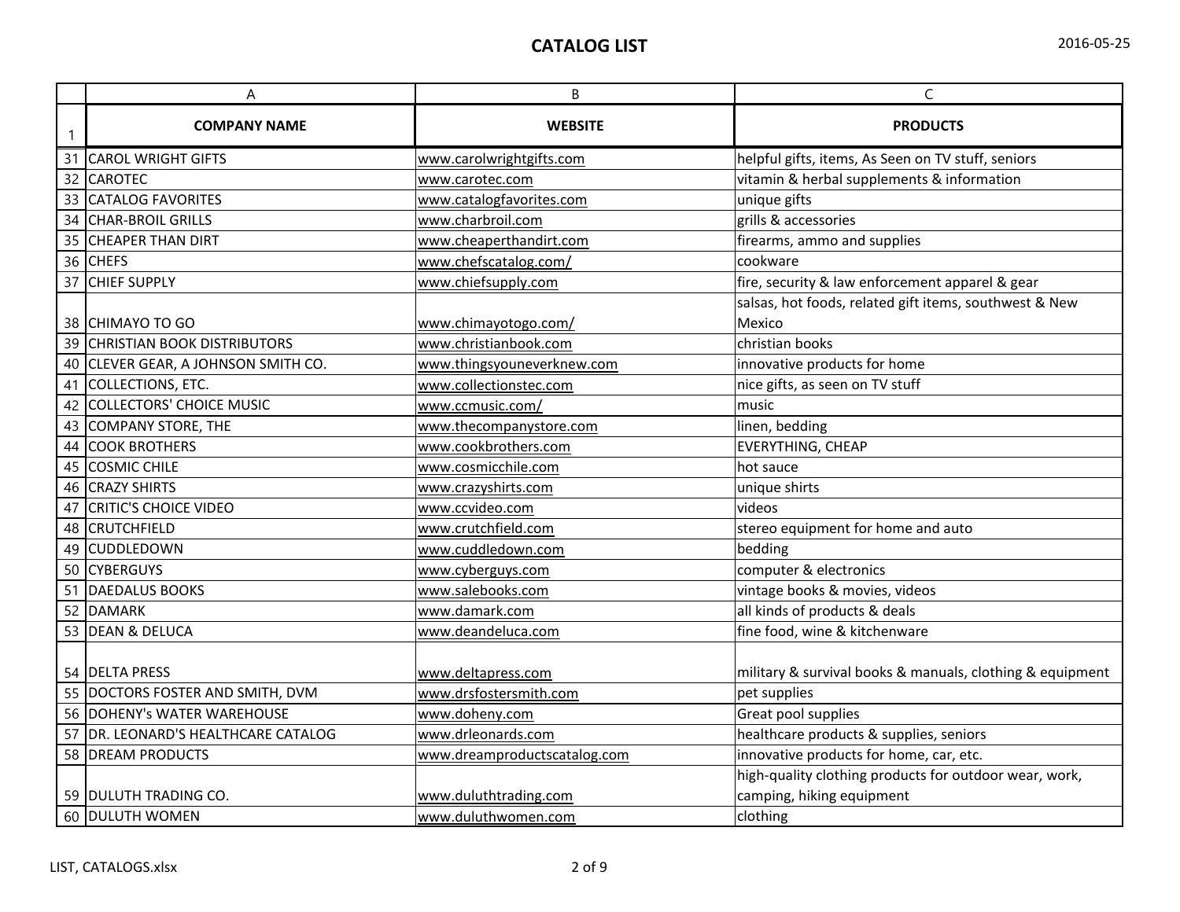# CATALOG LIST

2016-05-25

| | A | B | C |
|---|---|---|---|
| 1 | **COMPANY NAME** | **WEBSITE** | **PRODUCTS** |
| 31 | CAROL WRIGHT GIFTS | www.carolwrightgifts.com | helpful gifts, items, As Seen on TV stuff, seniors |
| 32 | CAROTEC | www.carotec.com | vitamin & herbal supplements & information |
| 33 | CATALOG FAVORITES | www.catalogfavorites.com | unique gifts |
| 34 | CHAR-BROIL GRILLS | www.charbroil.com | grills & accessories |
| 35 | CHEAPER THAN DIRT | www.cheaperthandirt.com | firearms, ammo and supplies |
| 36 | CHEFS | www.chefscatalog.com/ | cookware |
| 37 | CHIEF SUPPLY | www.chiefsupply.com | fire, security & law enforcement apparel & gear |
| 38 | CHIMAYO TO GO | www.chimayotogo.com/ | salsas, hot foods, related gift items, southwest & New Mexico |
| 39 | CHRISTIAN BOOK DISTRIBUTORS | www.christianbook.com | christian books |
| 40 | CLEVER GEAR, A JOHNSON SMITH CO. | www.thingsyouneverknew.com | innovative products for home |
| 41 | COLLECTIONS, ETC. | www.collectionstec.com | nice gifts, as seen on TV stuff |
| 42 | COLLECTORS' CHOICE MUSIC | www.ccmusic.com/ | music |
| 43 | COMPANY STORE, THE | www.thecompanystore.com | linen, bedding |
| 44 | COOK BROTHERS | www.cookbrothers.com | EVERYTHING, CHEAP |
| 45 | COSMIC CHILE | www.cosmicchile.com | hot sauce |
| 46 | CRAZY SHIRTS | www.crazyshirts.com | unique shirts |
| 47 | CRITIC'S CHOICE VIDEO | www.ccvideo.com | videos |
| 48 | CRUTCHFIELD | www.crutchfield.com | stereo equipment for home and auto |
| 49 | CUDDLEDOWN | www.cuddledown.com | bedding |
| 50 | CYBERGUYS | www.cyberguys.com | computer & electronics |
| 51 | DAEDALUS BOOKS | www.salebooks.com | vintage books & movies, videos |
| 52 | DAMARK | www.damark.com | all kinds of products & deals |
| 53 | DEAN & DELUCA | www.deandeluca.com | fine food, wine & kitchenware |
| 54 | DELTA PRESS | www.deltapress.com | military & survival books & manuals, clothing & equipment |
| 55 | DOCTORS FOSTER AND SMITH, DVM | www.drsfostersmith.com | pet supplies |
| 56 | DOHENY's WATER WAREHOUSE | www.doheny.com | Great pool supplies |
| 57 | DR. LEONARD'S HEALTHCARE CATALOG | www.drleonards.com | healthcare products & supplies, seniors |
| 58 | DREAM PRODUCTS | www.dreamproductscatalog.com | innovative products for home, car, etc. |
| 59 | DULUTH TRADING CO. | www.duluthtrading.com | high-quality clothing products for outdoor wear, work, camping, hiking equipment |
| 60 | DULUTH WOMEN | www.duluthwomen.com | clothing |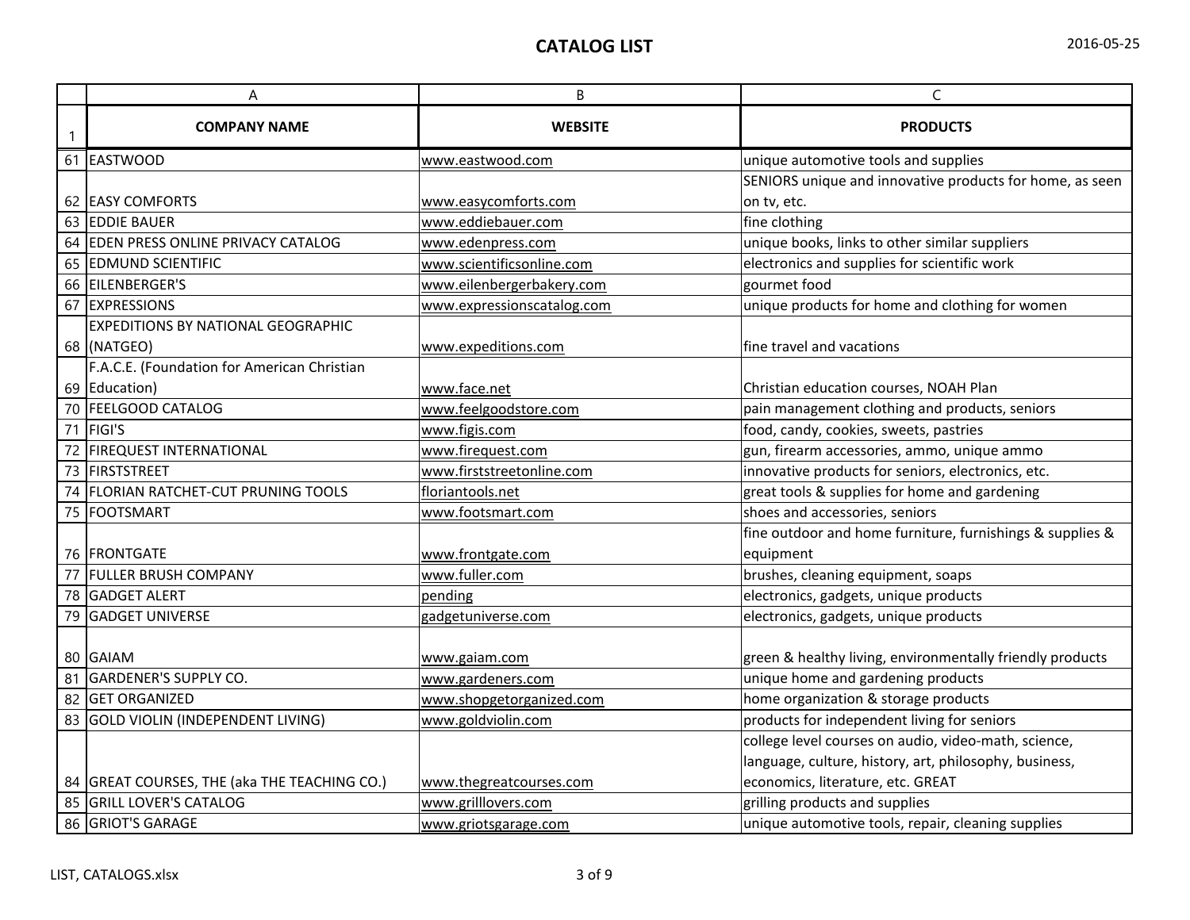# CATALOG LIST

2016-05-25

| | A | B | C |
|---|---|---|---|
| 1 | **COMPANY NAME** | **WEBSITE** | **PRODUCTS** |
| 61 | EASTWOOD | www.eastwood.com | unique automotive tools and supplies |
| 62 | EASY COMFORTS | www.easycomforts.com | SENIORS unique and innovative products for home, as seen on tv, etc. |
| 63 | EDDIE BAUER | www.eddiebauer.com | fine clothing |
| 64 | EDEN PRESS ONLINE PRIVACY CATALOG | www.edenpress.com | unique books, links to other similar suppliers |
| 65 | EDMUND SCIENTIFIC | www.scientificsonline.com | electronics and supplies for scientific work |
| 66 | EILENBERGER'S | www.eilenbergerbakery.com | gourmet food |
| 67 | EXPRESSIONS | www.expressionscatalog.com | unique products for home and clothing for women |
| 68 | EXPEDITIONS BY NATIONAL GEOGRAPHIC (NATGEO) | www.expeditions.com | fine travel and vacations |
| 69 | F.A.C.E. (Foundation for American Christian Education) | www.face.net | Christian education courses, NOAH Plan |
| 70 | FEELGOOD CATALOG | www.feelgoodstore.com | pain management clothing and products, seniors |
| 71 | FIGI'S | www.figis.com | food, candy, cookies, sweets, pastries |
| 72 | FIREQUEST INTERNATIONAL | www.firequest.com | gun, firearm accessories, ammo, unique ammo |
| 73 | FIRSTSTREET | www.firststreetonline.com | innovative products for seniors, electronics, etc. |
| 74 | FLORIAN RATCHET-CUT PRUNING TOOLS | floriantools.net | great tools & supplies for home and gardening |
| 75 | FOOTSMART | www.footsmart.com | shoes and accessories, seniors |
| 76 | FRONTGATE | www.frontgate.com | fine outdoor and home furniture, furnishings & supplies & equipment |
| 77 | FULLER BRUSH COMPANY | www.fuller.com | brushes, cleaning equipment, soaps |
| 78 | GADGET ALERT | pending | electronics, gadgets, unique products |
| 79 | GADGET UNIVERSE | gadgetuniverse.com | electronics, gadgets, unique products |
| 80 | GAIAM | www.gaiam.com | green & healthy living, environmentally friendly products |
| 81 | GARDENER'S SUPPLY CO. | www.gardeners.com | unique home and gardening products |
| 82 | GET ORGANIZED | www.shopgetorganized.com | home organization & storage products |
| 83 | GOLD VIOLIN (INDEPENDENT LIVING) | www.goldviolin.com | products for independent living for seniors |
| 84 | GREAT COURSES, THE (aka THE TEACHING CO.) | www.thegreatcourses.com | college level courses on audio, video-math, science, language, culture, history, art, philosophy, business, economics, literature, etc. GREAT |
| 85 | GRILL LOVER'S CATALOG | www.grilllovers.com | grilling products and supplies |
| 86 | GRIOT'S GARAGE | www.griotsgarage.com | unique automotive tools, repair, cleaning supplies |

LIST, CATALOGS.xlsx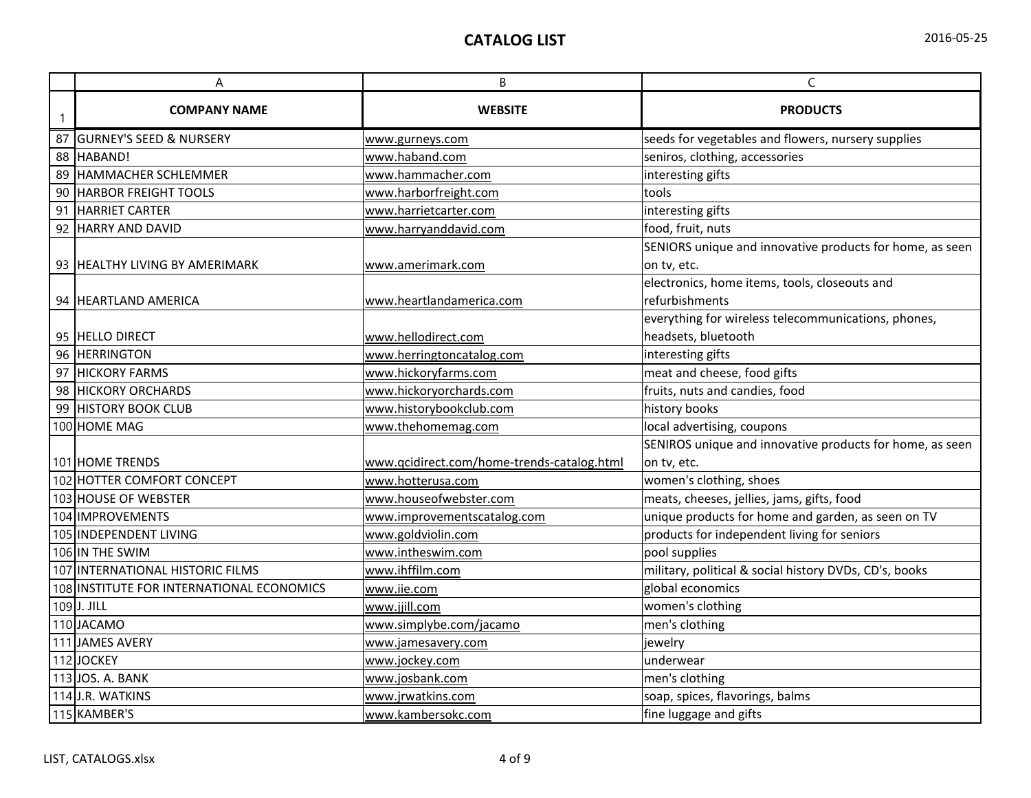# CATALOG LIST

2016-05-25

| | COMPANY NAME | WEBSITE | PRODUCTS |
|---|---|---|---|
| 87 | GURNEY'S SEED & NURSERY | www.gurneys.com | seeds for vegetables and flowers, nursery supplies |
| 88 | HABAND! | www.haband.com | seniros, clothing, accessories |
| 89 | HAMMACHER SCHLEMMER | www.hammacher.com | interesting gifts |
| 90 | HARBOR FREIGHT TOOLS | www.harborfreight.com | tools |
| 91 | HARRIET CARTER | www.harrietcarter.com | interesting gifts |
| 92 | HARRY AND DAVID | www.harryanddavid.com | food, fruit, nuts |
| 93 | HEALTHY LIVING BY AMERIMARK | www.amerimark.com | SENIORS unique and innovative products for home, as seen on tv, etc. |
| 94 | HEARTLAND AMERICA | www.heartlandamerica.com | electronics, home items, tools, closeouts and refurbishments |
| 95 | HELLO DIRECT | www.hellodirect.com | everything for wireless telecommunications, phones, headsets, bluetooth |
| 96 | HERRINGTON | www.herringtoncatalog.com | interesting gifts |
| 97 | HICKORY FARMS | www.hickoryfarms.com | meat and cheese, food gifts |
| 98 | HICKORY ORCHARDS | www.hickoryorchards.com | fruits, nuts and candies, food |
| 99 | HISTORY BOOK CLUB | www.historybookclub.com | history books |
| 100 | HOME MAG | www.thehomemag.com | local advertising, coupons |
| 101 | HOME TRENDS | www.qcidirect.com/home-trends-catalog.html | SENIROS unique and innovative products for home, as seen on tv, etc. |
| 102 | HOTTER COMFORT CONCEPT | www.hotterusa.com | women's clothing, shoes |
| 103 | HOUSE OF WEBSTER | www.houseofwebster.com | meats, cheeses, jellies, jams, gifts, food |
| 104 | IMPROVEMENTS | www.improvementscatalog.com | unique products for home and garden, as seen on TV |
| 105 | INDEPENDENT LIVING | www.goldviolin.com | products for independent living for seniors |
| 106 | IN THE SWIM | www.intheswim.com | pool supplies |
| 107 | INTERNATIONAL HISTORIC FILMS | www.ihffilm.com | military, political & social history DVDs, CD's, books |
| 108 | INSTITUTE FOR INTERNATIONAL ECONOMICS | www.iie.com | global economics |
| 109 | J. JILL | www.jjill.com | women's clothing |
| 110 | JACAMO | www.simplybe.com/jacamo | men's clothing |
| 111 | JAMES AVERY | www.jamesavery.com | jewelry |
| 112 | JOCKEY | www.jockey.com | underwear |
| 113 | JOS. A. BANK | www.josbank.com | men's clothing |
| 114 | J.R. WATKINS | www.jrwatkins.com | soap, spices, flavorings, balms |
| 115 | KAMBER'S | www.kambersokc.com | fine luggage and gifts |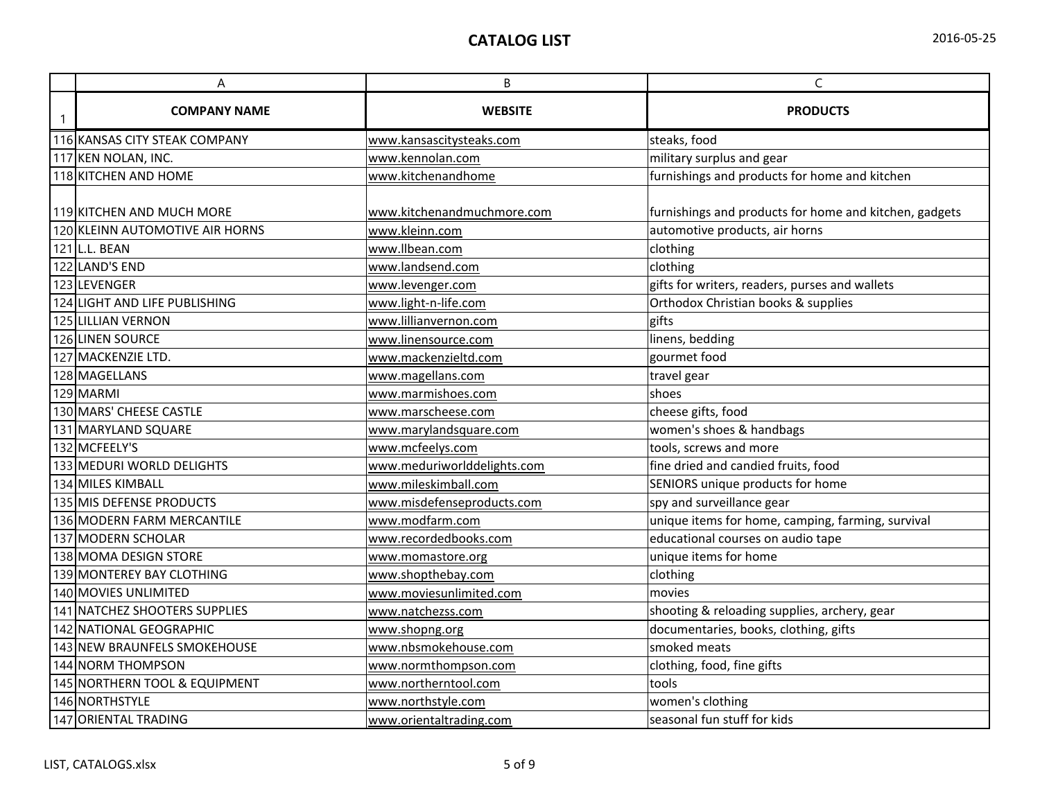# CATALOG LIST

2016-05-25

| | A | B | C |
|---|---|---|---|
| 1 | **COMPANY NAME** | **WEBSITE** | **PRODUCTS** |
| 116 | KANSAS CITY STEAK COMPANY | www.kansascitysteaks.com | steaks, food |
| 117 | KEN NOLAN, INC. | www.kennolan.com | military surplus and gear |
| 118 | KITCHEN AND HOME | www.kitchenandhome | furnishings and products for home and kitchen |
| 119 | KITCHEN AND MUCH MORE | www.kitchenandmuchmore.com | furnishings and products for home and kitchen, gadgets |
| 120 | KLEINN AUTOMOTIVE AIR HORNS | www.kleinn.com | automotive products, air horns |
| 121 | L.L. BEAN | www.llbean.com | clothing |
| 122 | LAND'S END | www.landsend.com | clothing |
| 123 | LEVENGER | www.levenger.com | gifts for writers, readers, purses and wallets |
| 124 | LIGHT AND LIFE PUBLISHING | www.light-n-life.com | Orthodox Christian books & supplies |
| 125 | LILLIAN VERNON | www.lillianvernon.com | gifts |
| 126 | LINEN SOURCE | www.linensource.com | linens, bedding |
| 127 | MACKENZIE LTD. | www.mackenzieltd.com | gourmet food |
| 128 | MAGELLANS | www.magellans.com | travel gear |
| 129 | MARMI | www.marmishoes.com | shoes |
| 130 | MARS' CHEESE CASTLE | www.marscheese.com | cheese gifts, food |
| 131 | MARYLAND SQUARE | www.marylandsquare.com | women's shoes & handbags |
| 132 | MCFEELY'S | www.mcfeelys.com | tools, screws and more |
| 133 | MEDURI WORLD DELIGHTS | www.meduriworlddelights.com | fine dried and candied fruits, food |
| 134 | MILES KIMBALL | www.mileskimball.com | SENIORS unique products for home |
| 135 | MIS DEFENSE PRODUCTS | www.misdefenseproducts.com | spy and surveillance gear |
| 136 | MODERN FARM MERCANTILE | www.modfarm.com | unique items for home, camping, farming, survival |
| 137 | MODERN SCHOLAR | www.recordedbooks.com | educational courses on audio tape |
| 138 | MOMA DESIGN STORE | www.momastore.org | unique items for home |
| 139 | MONTEREY BAY CLOTHING | www.shopthebay.com | clothing |
| 140 | MOVIES UNLIMITED | www.moviesunlimited.com | movies |
| 141 | NATCHEZ SHOOTERS SUPPLIES | www.natchezss.com | shooting & reloading supplies, archery, gear |
| 142 | NATIONAL GEOGRAPHIC | www.shopng.org | documentaries, books, clothing, gifts |
| 143 | NEW BRAUNFELS SMOKEHOUSE | www.nbsmokehouse.com | smoked meats |
| 144 | NORM THOMPSON | www.normthompson.com | clothing, food, fine gifts |
| 145 | NORTHERN TOOL & EQUIPMENT | www.northerntool.com | tools |
| 146 | NORTHSTYLE | www.northstyle.com | women's clothing |
| 147 | ORIENTAL TRADING | www.orientaltrading.com | seasonal fun stuff for kids |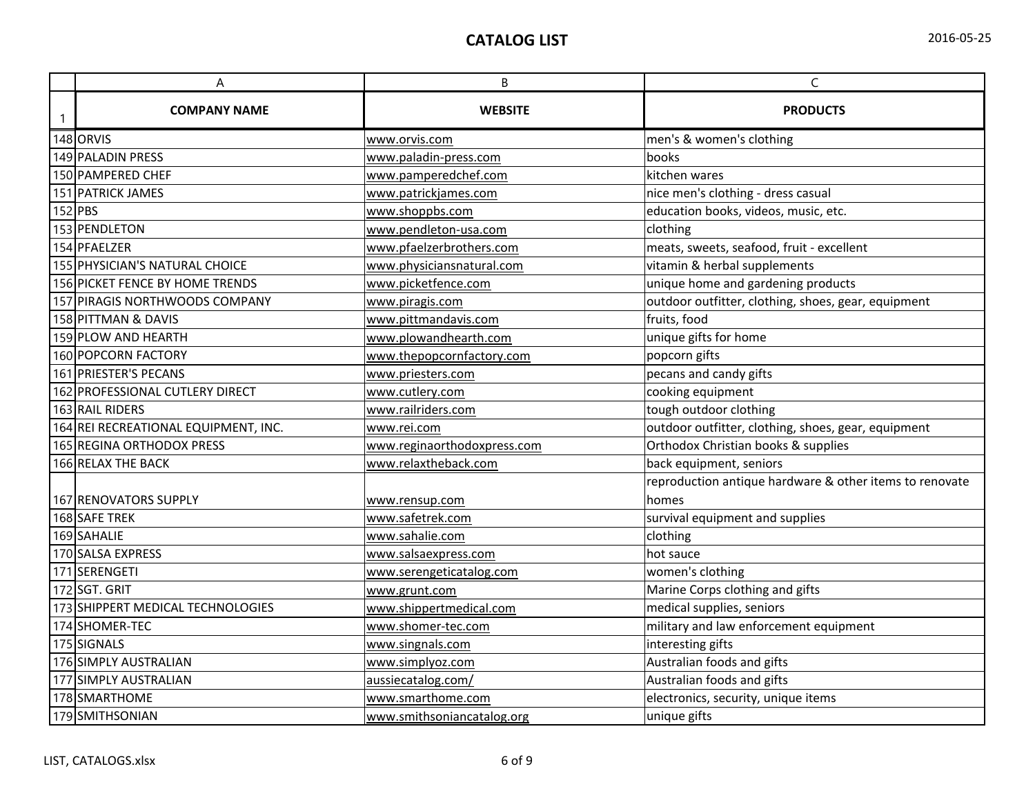# CATALOG LIST

2016-05-25

| | COMPANY NAME | WEBSITE | PRODUCTS |
|---|---|---|---|
| 148 | ORVIS | www.orvis.com | men's & women's clothing |
| 149 | PALADIN PRESS | www.paladin-press.com | books |
| 150 | PAMPERED CHEF | www.pamperedchef.com | kitchen wares |
| 151 | PATRICK JAMES | www.patrickjames.com | nice men's clothing - dress casual |
| 152 | PBS | www.shoppbs.com | education books, videos, music, etc. |
| 153 | PENDLETON | www.pendleton-usa.com | clothing |
| 154 | PFAELZER | www.pfaelzerbrothers.com | meats, sweets, seafood, fruit - excellent |
| 155 | PHYSICIAN'S NATURAL CHOICE | www.physiciansnatural.com | vitamin & herbal supplements |
| 156 | PICKET FENCE BY HOME TRENDS | www.picketfence.com | unique home and gardening products |
| 157 | PIRAGIS NORTHWOODS COMPANY | www.piragis.com | outdoor outfitter, clothing, shoes, gear, equipment |
| 158 | PITTMAN & DAVIS | www.pittmandavis.com | fruits, food |
| 159 | PLOW AND HEARTH | www.plowandhearth.com | unique gifts for home |
| 160 | POPCORN FACTORY | www.thepopcornfactory.com | popcorn gifts |
| 161 | PRIESTER'S PECANS | www.priesters.com | pecans and candy gifts |
| 162 | PROFESSIONAL CUTLERY DIRECT | www.cutlery.com | cooking equipment |
| 163 | RAIL RIDERS | www.railriders.com | tough outdoor clothing |
| 164 | REI RECREATIONAL EQUIPMENT, INC. | www.rei.com | outdoor outfitter, clothing, shoes, gear, equipment |
| 165 | REGINA ORTHODOX PRESS | www.reginaorthodoxpress.com | Orthodox Christian books & supplies |
| 166 | RELAX THE BACK | www.relaxtheback.com | back equipment, seniors |
| 167 | RENOVATORS SUPPLY | www.rensup.com | reproduction antique hardware & other items to renovate homes |
| 168 | SAFE TREK | www.safetrek.com | survival equipment and supplies |
| 169 | SAHALIE | www.sahalie.com | clothing |
| 170 | SALSA EXPRESS | www.salsaexpress.com | hot sauce |
| 171 | SERENGETI | www.serengeticatalog.com | women's clothing |
| 172 | SGT. GRIT | www.grunt.com | Marine Corps clothing and gifts |
| 173 | SHIPPERT MEDICAL TECHNOLOGIES | www.shippertmedical.com | medical supplies, seniors |
| 174 | SHOMER-TEC | www.shomer-tec.com | military and law enforcement equipment |
| 175 | SIGNALS | www.singnals.com | interesting gifts |
| 176 | SIMPLY AUSTRALIAN | www.simplyoz.com | Australian foods and gifts |
| 177 | SIMPLY AUSTRALIAN | aussiecatalog.com/ | Australian foods and gifts |
| 178 | SMARTHOME | www.smarthome.com | electronics, security, unique items |
| 179 | SMITHSONIAN | www.smithsoniancatalog.org | unique gifts |

LIST, CATALOGS.xlsx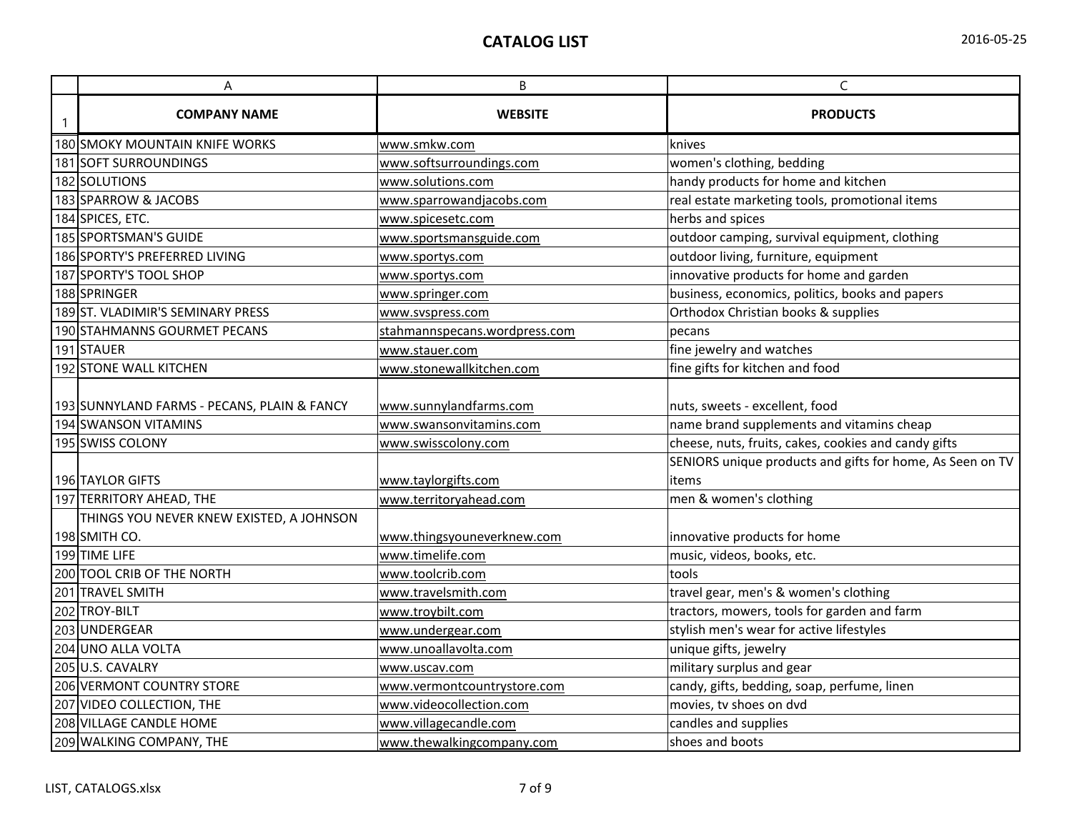# CATALOG LIST

2016-05-25

|  | COMPANY NAME | WEBSITE | PRODUCTS |
|---|---|---|---|
| 180 | SMOKY MOUNTAIN KNIFE WORKS | www.smkw.com | knives |
| 181 | SOFT SURROUNDINGS | www.softsurroundings.com | women's clothing, bedding |
| 182 | SOLUTIONS | www.solutions.com | handy products for home and kitchen |
| 183 | SPARROW & JACOBS | www.sparrowandjacobs.com | real estate marketing tools, promotional items |
| 184 | SPICES, ETC. | www.spicesetc.com | herbs and spices |
| 185 | SPORTSMAN'S GUIDE | www.sportsmansguide.com | outdoor camping, survival equipment, clothing |
| 186 | SPORTY'S PREFERRED LIVING | www.sportys.com | outdoor living, furniture, equipment |
| 187 | SPORTY'S TOOL SHOP | www.sportys.com | innovative products for home and garden |
| 188 | SPRINGER | www.springer.com | business, economics, politics, books and papers |
| 189 | ST. VLADIMIR'S SEMINARY PRESS | www.svspress.com | Orthodox Christian books & supplies |
| 190 | STAHMANNS GOURMET PECANS | stahmannspecans.wordpress.com | pecans |
| 191 | STAUER | www.stauer.com | fine jewelry and watches |
| 192 | STONE WALL KITCHEN | www.stonewallkitchen.com | fine gifts for kitchen and food |
| 193 | SUNNYLAND FARMS - PECANS, PLAIN & FANCY | www.sunnylandfarms.com | nuts, sweets - excellent, food |
| 194 | SWANSON VITAMINS | www.swansonvitamins.com | name brand supplements and vitamins cheap |
| 195 | SWISS COLONY | www.swisscolony.com | cheese, nuts, fruits, cakes, cookies and candy gifts |
| 196 | TAYLOR GIFTS | www.taylorgifts.com | SENIORS unique products and gifts for home, As Seen on TV items |
| 197 | TERRITORY AHEAD, THE | www.territoryahead.com | men & women's clothing |
| 198 | THINGS YOU NEVER KNEW EXISTED, A JOHNSON SMITH CO. | www.thingsyouneverknew.com | innovative products for home |
| 199 | TIME LIFE | www.timelife.com | music, videos, books, etc. |
| 200 | TOOL CRIB OF THE NORTH | www.toolcrib.com | tools |
| 201 | TRAVEL SMITH | www.travelsmith.com | travel gear, men's & women's clothing |
| 202 | TROY-BILT | www.troybilt.com | tractors, mowers, tools for garden and farm |
| 203 | UNDERGEAR | www.undergear.com | stylish men's wear for active lifestyles |
| 204 | UNO ALLA VOLTA | www.unoallavolta.com | unique gifts, jewelry |
| 205 | U.S. CAVALRY | www.uscav.com | military surplus and gear |
| 206 | VERMONT COUNTRY STORE | www.vermontcountrystore.com | candy, gifts, bedding, soap, perfume, linen |
| 207 | VIDEO COLLECTION, THE | www.videocollection.com | movies, tv shoes on dvd |
| 208 | VILLAGE CANDLE HOME | www.villagecandle.com | candles and supplies |
| 209 | WALKING COMPANY, THE | www.thewalkingcompany.com | shoes and boots |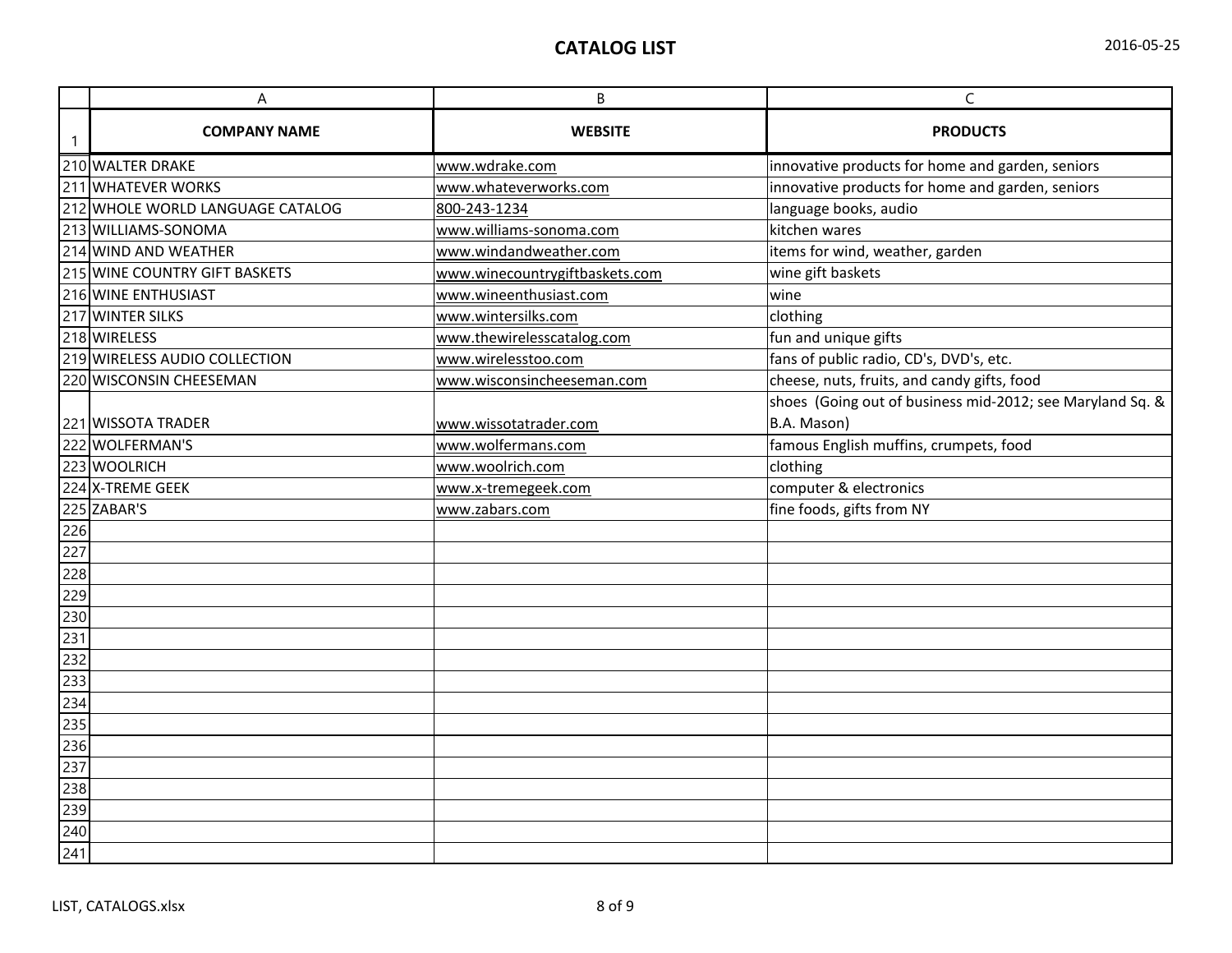# CATALOG LIST

2016-05-25

| | A | B | C |
|---|---|---|---|
| 1 | **COMPANY NAME** | **WEBSITE** | **PRODUCTS** |
| 210 | WALTER DRAKE | www.wdrake.com | innovative products for home and garden, seniors |
| 211 | WHATEVER WORKS | www.whateverworks.com | innovative products for home and garden, seniors |
| 212 | WHOLE WORLD LANGUAGE CATALOG | 800-243-1234 | language books, audio |
| 213 | WILLIAMS-SONOMA | www.williams-sonoma.com | kitchen wares |
| 214 | WIND AND WEATHER | www.windandweather.com | items for wind, weather, garden |
| 215 | WINE COUNTRY GIFT BASKETS | www.winecountrygiftbaskets.com | wine gift baskets |
| 216 | WINE ENTHUSIAST | www.wineenthusiast.com | wine |
| 217 | WINTER SILKS | www.wintersilks.com | clothing |
| 218 | WIRELESS | www.thewirelesscatalog.com | fun and unique gifts |
| 219 | WIRELESS AUDIO COLLECTION | www.wirelesstoo.com | fans of public radio, CD's, DVD's, etc. |
| 220 | WISCONSIN CHEESEMAN | www.wisconsincheeseman.com | cheese, nuts, fruits, and candy gifts, food |
| 221 | WISSOTA TRADER | www.wissotatrader.com | shoes (Going out of business mid-2012; see Maryland Sq. & B.A. Mason) |
| 222 | WOLFERMAN'S | www.wolfermans.com | famous English muffins, crumpets, food |
| 223 | WOOLRICH | www.woolrich.com | clothing |
| 224 | X-TREME GEEK | www.x-tremegeek.com | computer & electronics |
| 225 | ZABAR'S | www.zabars.com | fine foods, gifts from NY |
| 226 | | | |
| 227 | | | |
| 228 | | | |
| 229 | | | |
| 230 | | | |
| 231 | | | |
| 232 | | | |
| 233 | | | |
| 234 | | | |
| 235 | | | |
| 236 | | | |
| 237 | | | |
| 238 | | | |
| 239 | | | |
| 240 | | | |
| 241 | | | |

LIST, CATALOGS.xlsx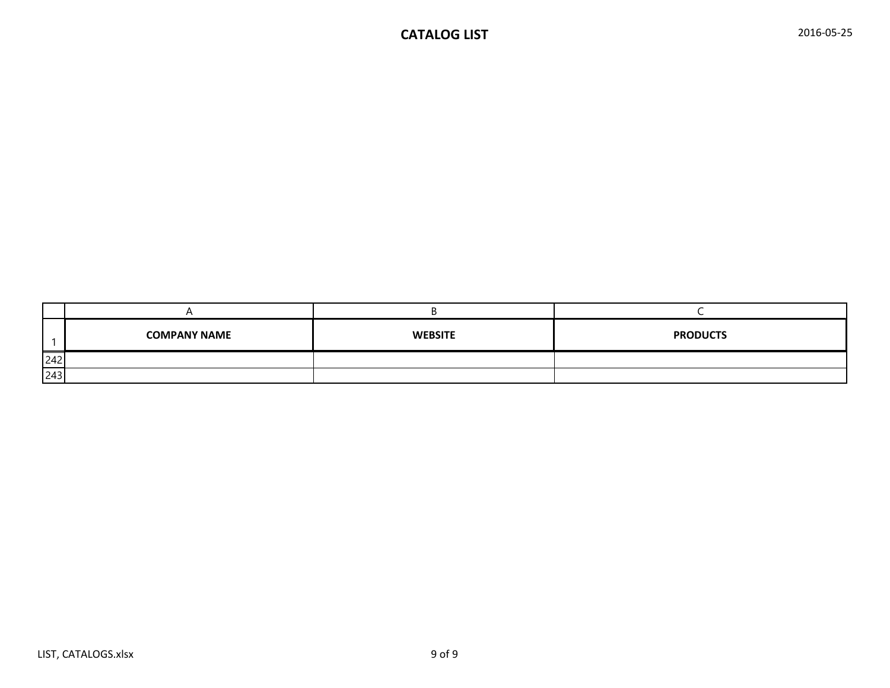# CATALOG LIST

| | A | B | C |
|---|---|---|---|
| 1 | **COMPANY NAME** | **WEBSITE** | **PRODUCTS** |
| 242 | | | |
| 243 | | | |